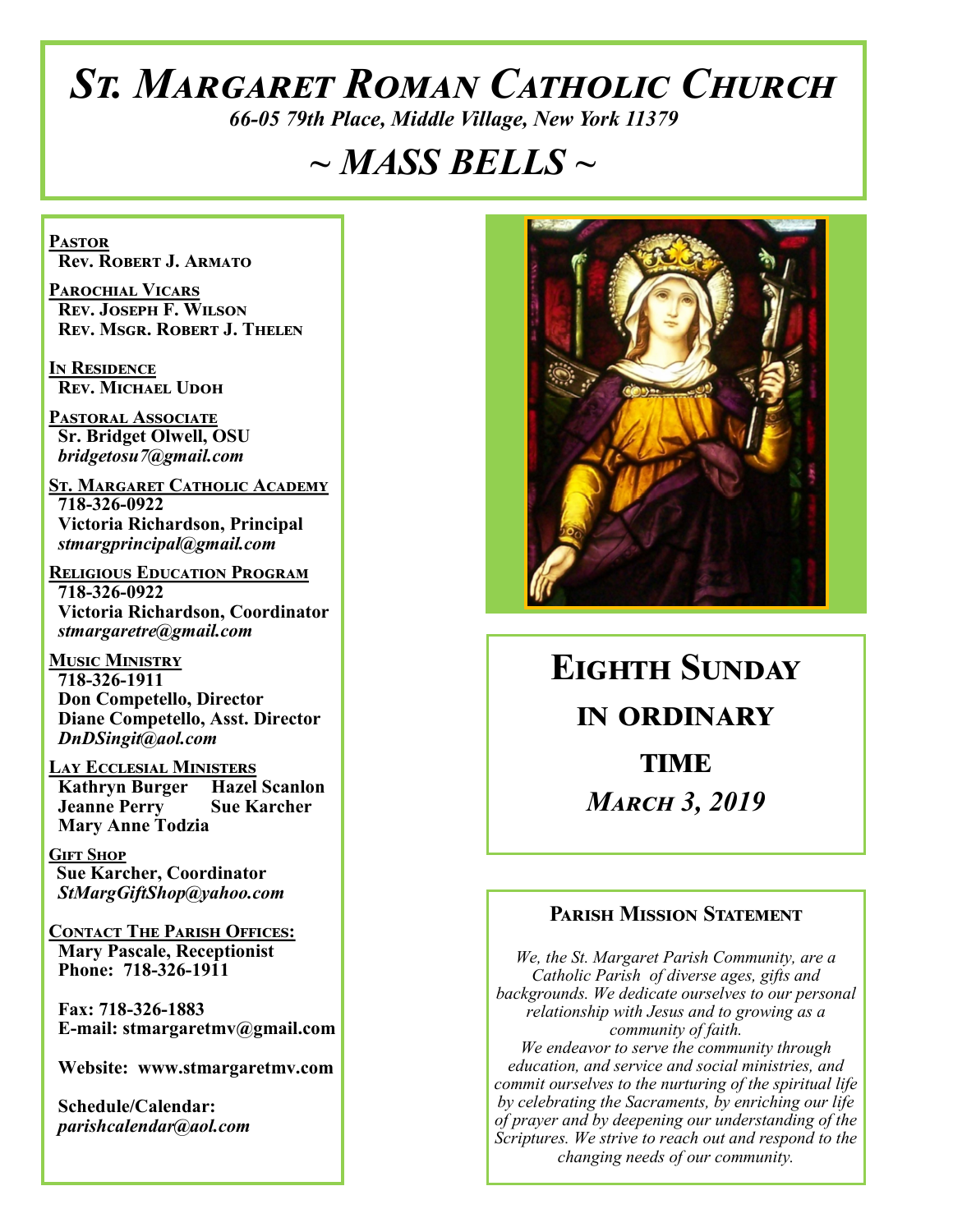# St. Margaret Roman Catholic Church

*66-05 79th Place, Middle Village, New York 11379*

# ~ MASS BELLS ~

**Pastor**
**Rev. Robert J. Armato**

**Parochial Vicars**
**Rev. Joseph F. Wilson**
**Rev. Msgr. Robert J. Thelen**

**In Residence**
**Rev. Michael Udoh**

**Pastoral Associate**
**Sr. Bridget Olwell, OSU**
*bridgetosu7@gmail.com*

**St. Margaret Catholic Academy**
**718-326-0922**
**Victoria Richardson, Principal**
*stmargprincipal@gmail.com*

**Religious Education Program**
**718-326-0922**
**Victoria Richardson, Coordinator**
*stmargaretre@gmail.com*

**Music Ministry**
**718-326-1911**
**Don Competello, Director**
**Diane Competello, Asst. Director**
*DnDSingit@aol.com*

**Lay Ecclesial Ministers**
**Kathryn Burger**
**Hazel Scanlon**
**Jeanne Perry**
**Sue Karcher**
**Mary Anne Todzia**

**Gift Shop**
**Sue Karcher, Coordinator**
*StMargGiftShop@yahoo.com*

**Contact The Parish Offices:**
**Mary Pascale, Receptionist**
**Phone: 718-326-1911**

**Fax: 718-326-1883**
**E-mail: stmargaretmv@gmail.com**

**Website: www.stmargaretmv.com**

**Schedule/Calendar:**
*parishcalendar@aol.com*

## Eighth Sunday in Ordinary Time

### *March 3, 2019*

### Parish Mission Statement

*We, the St. Margaret Parish Community, are a Catholic Parish of diverse ages, gifts and backgrounds. We dedicate ourselves to our personal relationship with Jesus and to growing as a community of faith.*
*We endeavor to serve the community through education, and service and social ministries, and commit ourselves to the nurturing of the spiritual life by celebrating the Sacraments, by enriching our life of prayer and by deepening our understanding of the Scriptures. We strive to reach out and respond to the changing needs of our community.*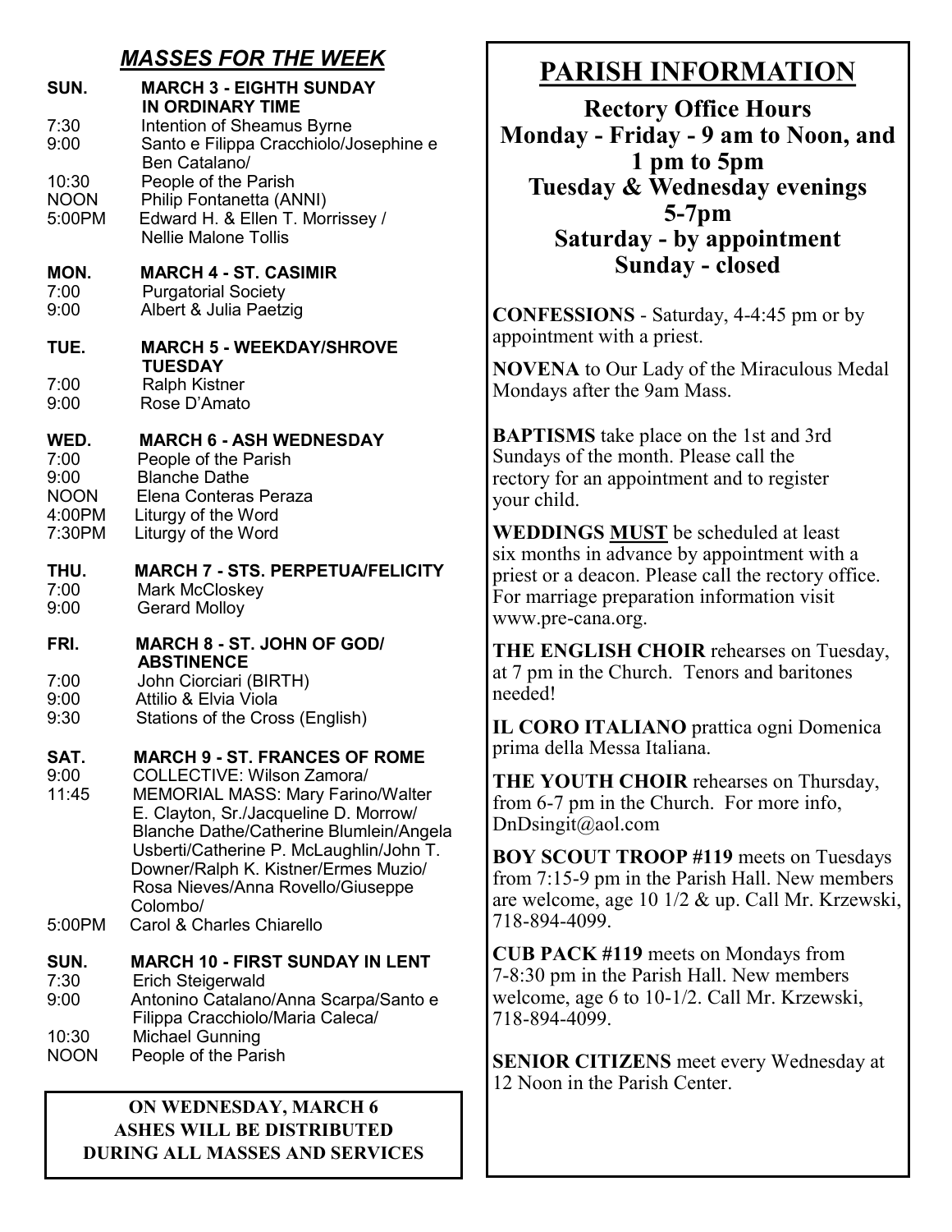## *MASSES FOR THE WEEK*

**SUN. MARCH 3 - EIGHTH SUNDAY IN ORDINARY TIME**
- 7:30 Intention of Sheamus Byrne
- 9:00 Santo e Filippa Cracchiolo/Josephine e Ben Catalano/
- 10:30 People of the Parish
- NOON Philip Fontanetta (ANNI)
- 5:00PM Edward H. & Ellen T. Morrissey / Nellie Malone Tollis

**MON. MARCH 4 - ST. CASIMIR**
- 7:00 Purgatorial Society
- 9:00 Albert & Julia Paetzig

**TUE. MARCH 5 - WEEKDAY/SHROVE TUESDAY**
- 7:00 Ralph Kistner
- 9:00 Rose D'Amato

**WED. MARCH 6 - ASH WEDNESDAY**
- 7:00 People of the Parish
- 9:00 Blanche Dathe
- NOON Elena Conteras Peraza
- 4:00PM Liturgy of the Word
- 7:30PM Liturgy of the Word

**THU. MARCH 7 - STS. PERPETUA/FELICITY**
- 7:00 Mark McCloskey
- 9:00 Gerard Molloy

**FRI. MARCH 8 - ST. JOHN OF GOD/ ABSTINENCE**
- 7:00 John Ciorciari (BIRTH)
- 9:00 Attilio & Elvia Viola
- 9:30 Stations of the Cross (English)

**SAT. MARCH 9 - ST. FRANCES OF ROME**
- 9:00 COLLECTIVE: Wilson Zamora/
- 11:45 MEMORIAL MASS: Mary Farino/Walter E. Clayton, Sr./Jacqueline D. Morrow/ Blanche Dathe/Catherine Blumlein/Angela Usberti/Catherine P. McLaughlin/John T. Downer/Ralph K. Kistner/Ermes Muzio/ Rosa Nieves/Anna Rovello/Giuseppe Colombo/
- 5:00PM Carol & Charles Chiarello

**SUN. MARCH 10 - FIRST SUNDAY IN LENT**
- 7:30 Erich Steigerwald
- 9:00 Antonino Catalano/Anna Scarpa/Santo e Filippa Cracchiolo/Maria Caleca/
- 10:30 Michael Gunning
- NOON People of the Parish

**ON WEDNESDAY, MARCH 6 ASHES WILL BE DISTRIBUTED DURING ALL MASSES AND SERVICES**

# PARISH INFORMATION

**Rectory Office Hours**
**Monday - Friday - 9 am to Noon, and 1 pm to 5pm**
**Tuesday & Wednesday evenings 5-7pm**
**Saturday - by appointment**
**Sunday - closed**

**CONFESSIONS** - Saturday, 4-4:45 pm or by appointment with a priest.

**NOVENA** to Our Lady of the Miraculous Medal Mondays after the 9am Mass.

**BAPTISMS** take place on the 1st and 3rd Sundays of the month. Please call the rectory for an appointment and to register your child.

**WEDDINGS MUST** be scheduled at least six months in advance by appointment with a priest or a deacon. Please call the rectory office. For marriage preparation information visit www.pre-cana.org.

**THE ENGLISH CHOIR** rehearses on Tuesday, at 7 pm in the Church. Tenors and baritones needed!

**IL CORO ITALIANO** prattica ogni Domenica prima della Messa Italiana.

**THE YOUTH CHOIR** rehearses on Thursday, from 6-7 pm in the Church. For more info, DnDsingit@aol.com

**BOY SCOUT TROOP #119** meets on Tuesdays from 7:15-9 pm in the Parish Hall. New members are welcome, age 10 1/2 & up. Call Mr. Krzewski, 718-894-4099.

**CUB PACK #119** meets on Mondays from 7-8:30 pm in the Parish Hall. New members welcome, age 6 to 10-1/2. Call Mr. Krzewski, 718-894-4099.

**SENIOR CITIZENS** meet every Wednesday at 12 Noon in the Parish Center.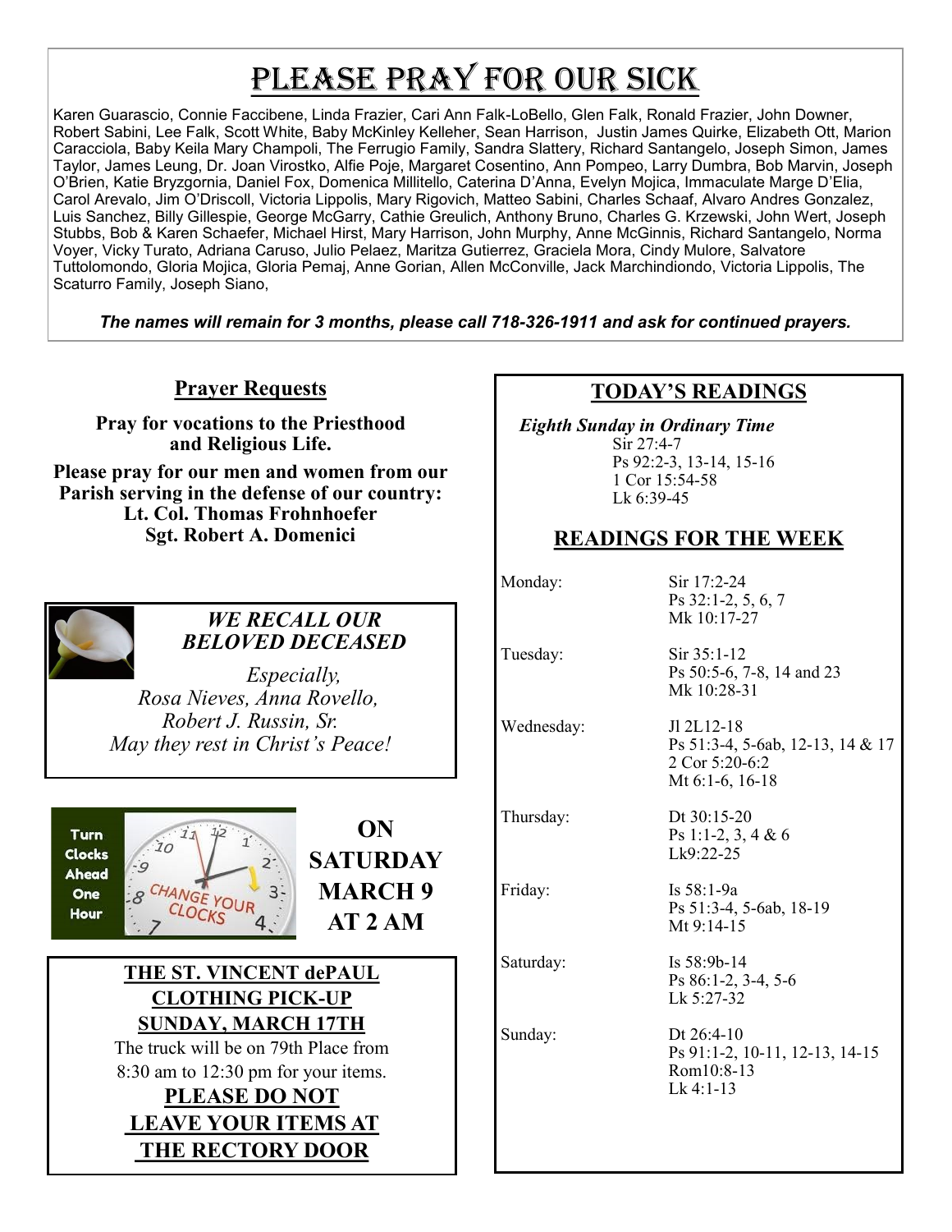# PLEASE PRAY FOR OUR SICK

Karen Guarascio, Connie Faccibene, Linda Frazier, Cari Ann Falk-LoBello, Glen Falk, Ronald Frazier, John Downer, Robert Sabini, Lee Falk, Scott White, Baby McKinley Kelleher, Sean Harrison, Justin James Quirke, Elizabeth Ott, Marion Caracciola, Baby Keila Mary Champoli, The Ferrugio Family, Sandra Slattery, Richard Santangelo, Joseph Simon, James Taylor, James Leung, Dr. Joan Virostko, Alfie Poje, Margaret Cosentino, Ann Pompeo, Larry Dumbra, Bob Marvin, Joseph O'Brien, Katie Bryzgornia, Daniel Fox, Domenica Millitello, Caterina D'Anna, Evelyn Mojica, Immaculate Marge D'Elia, Carol Arevalo, Jim O'Driscoll, Victoria Lippolis, Mary Rigovich, Matteo Sabini, Charles Schaaf, Alvaro Andres Gonzalez, Luis Sanchez, Billy Gillespie, George McGarry, Cathie Greulich, Anthony Bruno, Charles G. Krzewski, John Wert, Joseph Stubbs, Bob & Karen Schaefer, Michael Hirst, Mary Harrison, John Murphy, Anne McGinnis, Richard Santangelo, Norma Voyer, Vicky Turato, Adriana Caruso, Julio Pelaez, Maritza Gutierrez, Graciela Mora, Cindy Mulore, Salvatore Tuttolomondo, Gloria Mojica, Gloria Pemaj, Anne Gorian, Allen McConville, Jack Marchindiondo, Victoria Lippolis, The Scaturro Family, Joseph Siano,

***The names will remain for 3 months, please call 718-326-1911 and ask for continued prayers.***

## Prayer Requests

**Pray for vocations to the Priesthood and Religious Life.**

**Please pray for our men and women from our Parish serving in the defense of our country:**
**Lt. Col. Thomas Frohnhoefer**
**Sgt. Robert A. Domenici**

***WE RECALL OUR BELOVED DECEASED***

*Especially,*
*Rosa Nieves, Anna Rovello, Robert J. Russin, Sr.*
*May they rest in Christ's Peace!*

Turn Clocks Ahead One Hour — CHANGE YOUR CLOCKS

**ON SATURDAY MARCH 9 AT 2 AM**

**THE ST. VINCENT dePAUL CLOTHING PICK-UP SUNDAY, MARCH 17TH**

The truck will be on 79th Place from 8:30 am to 12:30 pm for your items.

**PLEASE DO NOT LEAVE YOUR ITEMS AT THE RECTORY DOOR**

## TODAY'S READINGS

*Eighth Sunday in Ordinary Time*
Sir 27:4-7
Ps 92:2-3, 13-14, 15-16
1 Cor 15:54-58
Lk 6:39-45

## READINGS FOR THE WEEK

| Day | Readings |
|---|---|
| Monday: | Sir 17:2-24<br>Ps 32:1-2, 5, 6, 7<br>Mk 10:17-27 |
| Tuesday: | Sir 35:1-12<br>Ps 50:5-6, 7-8, 14 and 23<br>Mk 10:28-31 |
| Wednesday: | Jl 2L12-18<br>Ps 51:3-4, 5-6ab, 12-13, 14 & 17<br>2 Cor 5:20-6:2<br>Mt 6:1-6, 16-18 |
| Thursday: | Dt 30:15-20<br>Ps 1:1-2, 3, 4 & 6<br>Lk9:22-25 |
| Friday: | Is 58:1-9a<br>Ps 51:3-4, 5-6ab, 18-19<br>Mt 9:14-15 |
| Saturday: | Is 58:9b-14<br>Ps 86:1-2, 3-4, 5-6<br>Lk 5:27-32 |
| Sunday: | Dt 26:4-10<br>Ps 91:1-2, 10-11, 12-13, 14-15<br>Rom10:8-13<br>Lk 4:1-13 |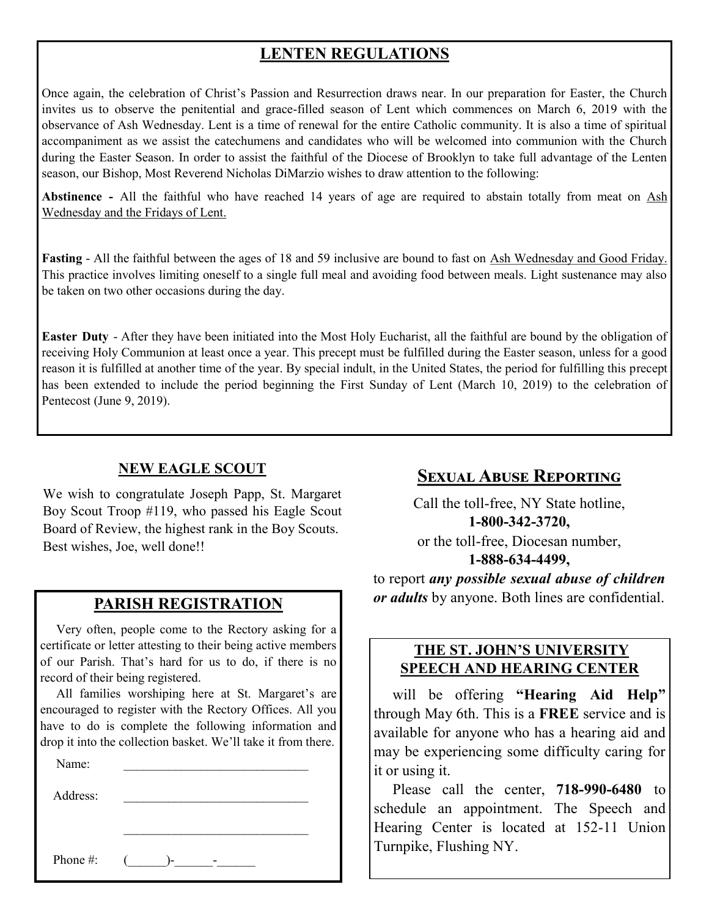## LENTEN REGULATIONS

Once again, the celebration of Christ's Passion and Resurrection draws near. In our preparation for Easter, the Church invites us to observe the penitential and grace-filled season of Lent which commences on March 6, 2019 with the observance of Ash Wednesday. Lent is a time of renewal for the entire Catholic community. It is also a time of spiritual accompaniment as we assist the catechumens and candidates who will be welcomed into communion with the Church during the Easter Season. In order to assist the faithful of the Diocese of Brooklyn to take full advantage of the Lenten season, our Bishop, Most Reverend Nicholas DiMarzio wishes to draw attention to the following:

**Abstinence -** All the faithful who have reached 14 years of age are required to abstain totally from meat on Ash Wednesday and the Fridays of Lent.

**Fasting** - All the faithful between the ages of 18 and 59 inclusive are bound to fast on Ash Wednesday and Good Friday. This practice involves limiting oneself to a single full meal and avoiding food between meals. Light sustenance may also be taken on two other occasions during the day.

**Easter Duty** - After they have been initiated into the Most Holy Eucharist, all the faithful are bound by the obligation of receiving Holy Communion at least once a year. This precept must be fulfilled during the Easter season, unless for a good reason it is fulfilled at another time of the year. By special indult, in the United States, the period for fulfilling this precept has been extended to include the period beginning the First Sunday of Lent (March 10, 2019) to the celebration of Pentecost (June 9, 2019).

## NEW EAGLE SCOUT

We wish to congratulate Joseph Papp, St. Margaret Boy Scout Troop #119, who passed his Eagle Scout Board of Review, the highest rank in the Boy Scouts. Best wishes, Joe, well done!!

## PARISH REGISTRATION

Very often, people come to the Rectory asking for a certificate or letter attesting to their being active members of our Parish. That's hard for us to do, if there is no record of their being registered.

All families worshiping here at St. Margaret's are encouraged to register with the Rectory Offices. All you have to do is complete the following information and drop it into the collection basket. We'll take it from there.

Name: ______________________________

Address: ______________________________

______________________________

Phone #: (______)-______-______

## Sexual Abuse Reporting

Call the toll-free, NY State hotline,
**1-800-342-3720,**
or the toll-free, Diocesan number,
**1-888-634-4499,**
to report ***any possible sexual abuse of children or adults*** by anyone. Both lines are confidential.

## THE ST. JOHN'S UNIVERSITY SPEECH AND HEARING CENTER

will be offering **"Hearing Aid Help"** through May 6th. This is a **FREE** service and is available for anyone who has a hearing aid and may be experiencing some difficulty caring for it or using it.

Please call the center, **718-990-6480** to schedule an appointment. The Speech and Hearing Center is located at 152-11 Union Turnpike, Flushing NY.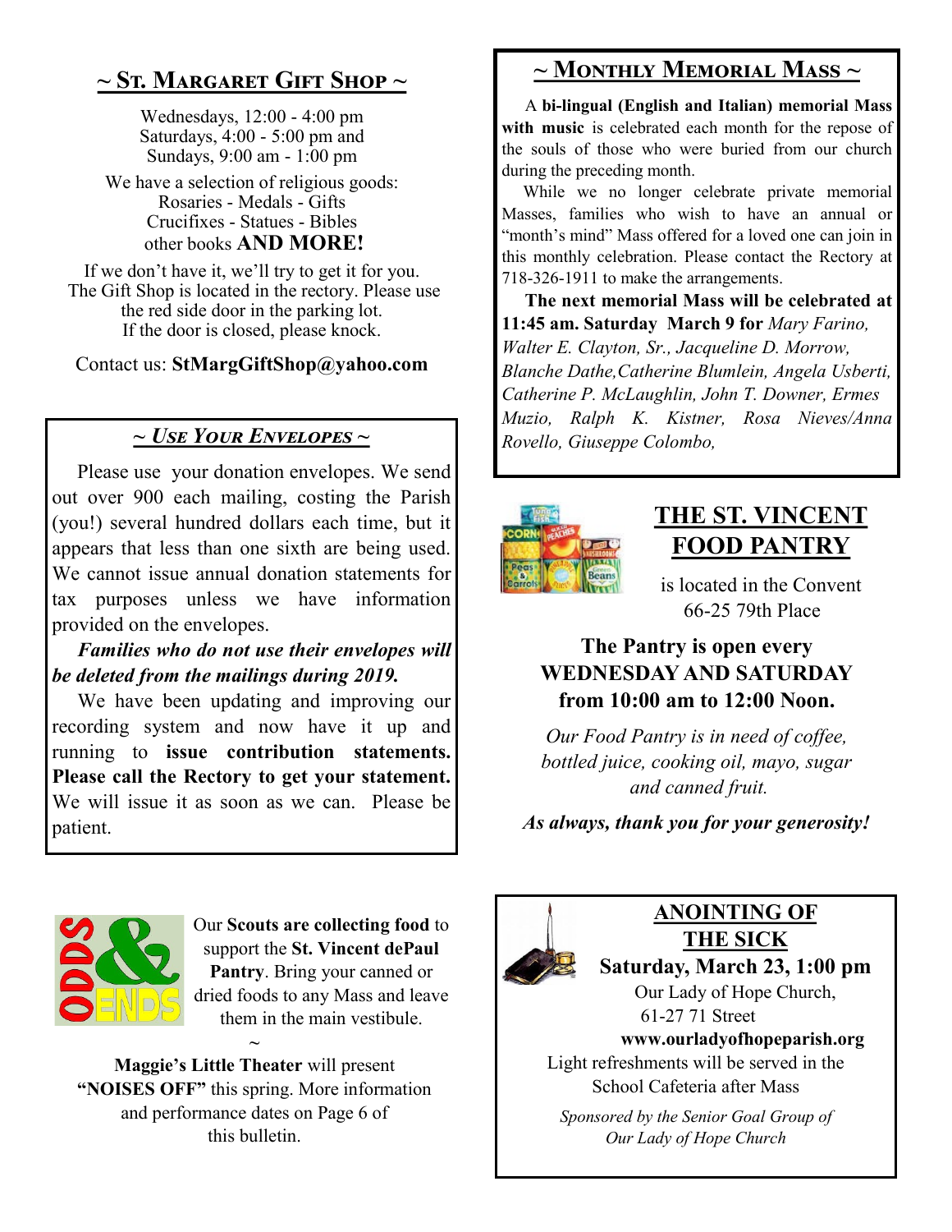## ~ St. Margaret Gift Shop ~

Wednesdays, 12:00 - 4:00 pm
Saturdays, 4:00 - 5:00 pm and
Sundays, 9:00 am - 1:00 pm

We have a selection of religious goods:
Rosaries - Medals - Gifts
Crucifixes - Statues - Bibles
other books **AND MORE!**

If we don't have it, we'll try to get it for you.
The Gift Shop is located in the rectory. Please use the red side door in the parking lot.
If the door is closed, please knock.

Contact us: **StMargGiftShop@yahoo.com**

## ~ *Use Your Envelopes* ~

Please use your donation envelopes. We send out over 900 each mailing, costing the Parish (you!) several hundred dollars each time, but it appears that less than one sixth are being used. We cannot issue annual donation statements for tax purposes unless we have information provided on the envelopes.

***Families who do not use their envelopes will be deleted from the mailings during 2019.***

We have been updating and improving our recording system and now have it up and running to **issue contribution statements. Please call the Rectory to get your statement.** We will issue it as soon as we can. Please be patient.

## ~ Monthly Memorial Mass ~

A **bi-lingual (English and Italian) memorial Mass with music** is celebrated each month for the repose of the souls of those who were buried from our church during the preceding month.

While we no longer celebrate private memorial Masses, families who wish to have an annual or "month's mind" Mass offered for a loved one can join in this monthly celebration. Please contact the Rectory at 718-326-1911 to make the arrangements.

**The next memorial Mass will be celebrated at 11:45 am. Saturday March 9 for** *Mary Farino, Walter E. Clayton, Sr., Jacqueline D. Morrow, Blanche Dathe,Catherine Blumlein, Angela Usberti, Catherine P. McLaughlin, John T. Downer, Ermes Muzio, Ralph K. Kistner, Rosa Nieves/Anna Rovello, Giuseppe Colombo,*

## THE ST. VINCENT FOOD PANTRY

is located in the Convent
66-25 79th Place

**The Pantry is open every WEDNESDAY AND SATURDAY from 10:00 am to 12:00 Noon.**

*Our Food Pantry is in need of coffee, bottled juice, cooking oil, mayo, sugar and canned fruit.*

***As always, thank you for your generosity!***

## Odds & Ends

Our **Scouts are collecting food** to support the **St. Vincent dePaul Pantry**. Bring your canned or dried foods to any Mass and leave them in the main vestibule.

~

**Maggie's Little Theater** will present **"NOISES OFF"** this spring. More information and performance dates on Page 6 of this bulletin.

## ANOINTING OF THE SICK

**Saturday, March 23, 1:00 pm**

Our Lady of Hope Church,
61-27 71 Street
**www.ourladyofhopeparish.org**

Light refreshments will be served in the School Cafeteria after Mass

*Sponsored by the Senior Goal Group of Our Lady of Hope Church*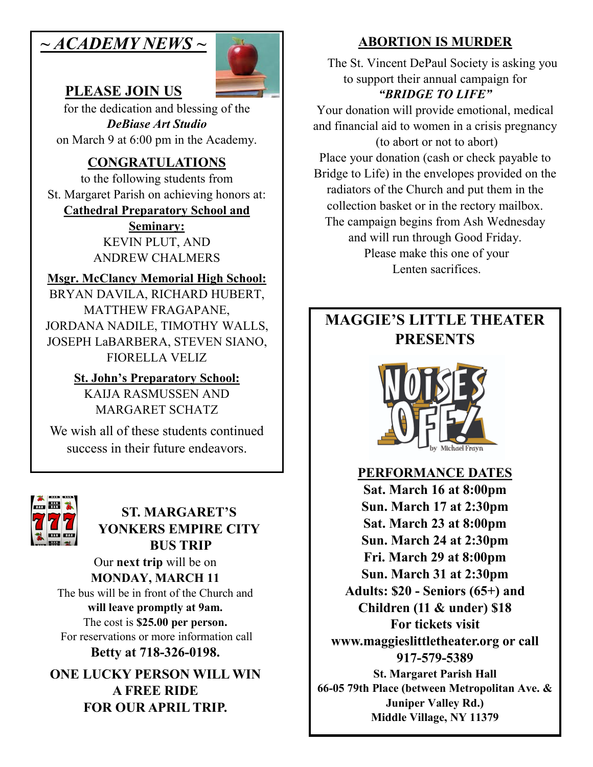## ~ ACADEMY NEWS ~

### PLEASE JOIN US

for the dedication and blessing of the ***DeBiase Art Studio*** on March 9 at 6:00 pm in the Academy.

### CONGRATULATIONS

to the following students from St. Margaret Parish on achieving honors at:

**Cathedral Preparatory School and Seminary:**
KEVIN PLUT, AND
ANDREW CHALMERS

**Msgr. McClancy Memorial High School:**
BRYAN DAVILA, RICHARD HUBERT, MATTHEW FRAGAPANE, JORDANA NADILE, TIMOTHY WALLS, JOSEPH LaBARBERA, STEVEN SIANO, FIORELLA VELIZ

**St. John's Preparatory School:**
KAIJA RASMUSSEN AND
MARGARET SCHATZ

We wish all of these students continued success in their future endeavors.

### ST. MARGARET'S YONKERS EMPIRE CITY BUS TRIP

Our **next trip** will be on
**MONDAY, MARCH 11**
The bus will be in front of the Church and **will leave promptly at 9am.**
The cost is **$25.00 per person.**
For reservations or more information call
**Betty at 718-326-0198.**

**ONE LUCKY PERSON WILL WIN A FREE RIDE FOR OUR APRIL TRIP.**

### ABORTION IS MURDER

The St. Vincent DePaul Society is asking you to support their annual campaign for ***"BRIDGE TO LIFE"***

Your donation will provide emotional, medical and financial aid to women in a crisis pregnancy (to abort or not to abort)

Place your donation (cash or check payable to Bridge to Life) in the envelopes provided on the radiators of the Church and put them in the collection basket or in the rectory mailbox.

The campaign begins from Ash Wednesday and will run through Good Friday.

Please make this one of your Lenten sacrifices.

### MAGGIE'S LITTLE THEATER PRESENTS

NOISES OFF!
by Michael Frayn

**PERFORMANCE DATES**

**Sat. March 16 at 8:00pm**
**Sun. March 17 at 2:30pm**
**Sat. March 23 at 8:00pm**
**Sun. March 24 at 2:30pm**
**Fri. March 29 at 8:00pm**
**Sun. March 31 at 2:30pm**

**Adults: $20 - Seniors (65+) and Children (11 & under) $18**

**For tickets visit www.maggieslittletheater.org or call 917-579-5389**

**St. Margaret Parish Hall**
**66-05 79th Place (between Metropolitan Ave. & Juniper Valley Rd.)**
**Middle Village, NY 11379**